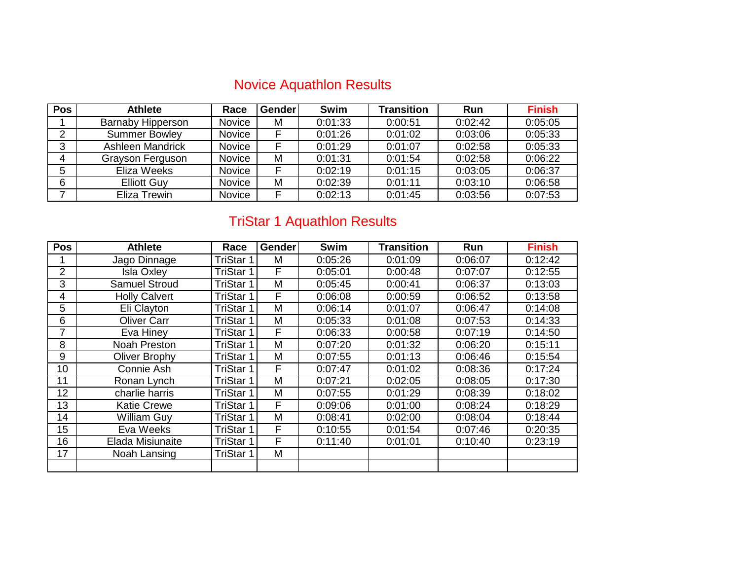## Novice Aquathlon Results

| Pos | Athlete | Race | Gender | Swim | Transition | Run | Finish |
|---|---|---|---|---|---|---|---|
| 1 | Barnaby Hipperson | Novice | M | 0:01:33 | 0:00:51 | 0:02:42 | 0:05:05 |
| 2 | Summer Bowley | Novice | F | 0:01:26 | 0:01:02 | 0:03:06 | 0:05:33 |
| 3 | Ashleen Mandrick | Novice | F | 0:01:29 | 0:01:07 | 0:02:58 | 0:05:33 |
| 4 | Grayson Ferguson | Novice | M | 0:01:31 | 0:01:54 | 0:02:58 | 0:06:22 |
| 5 | Eliza Weeks | Novice | F | 0:02:19 | 0:01:15 | 0:03:05 | 0:06:37 |
| 6 | Elliott Guy | Novice | M | 0:02:39 | 0:01:11 | 0:03:10 | 0:06:58 |
| 7 | Eliza Trewin | Novice | F | 0:02:13 | 0:01:45 | 0:03:56 | 0:07:53 |

## TriStar 1 Aquathlon Results

| Pos | Athlete | Race | Gender | Swim | Transition | Run | Finish |
|---|---|---|---|---|---|---|---|
| 1 | Jago Dinnage | TriStar 1 | M | 0:05:26 | 0:01:09 | 0:06:07 | 0:12:42 |
| 2 | Isla Oxley | TriStar 1 | F | 0:05:01 | 0:00:48 | 0:07:07 | 0:12:55 |
| 3 | Samuel Stroud | TriStar 1 | M | 0:05:45 | 0:00:41 | 0:06:37 | 0:13:03 |
| 4 | Holly Calvert | TriStar 1 | F | 0:06:08 | 0:00:59 | 0:06:52 | 0:13:58 |
| 5 | Eli Clayton | TriStar 1 | M | 0:06:14 | 0:01:07 | 0:06:47 | 0:14:08 |
| 6 | Oliver Carr | TriStar 1 | M | 0:05:33 | 0:01:08 | 0:07:53 | 0:14:33 |
| 7 | Eva Hiney | TriStar 1 | F | 0:06:33 | 0:00:58 | 0:07:19 | 0:14:50 |
| 8 | Noah Preston | TriStar 1 | M | 0:07:20 | 0:01:32 | 0:06:20 | 0:15:11 |
| 9 | Oliver Brophy | TriStar 1 | M | 0:07:55 | 0:01:13 | 0:06:46 | 0:15:54 |
| 10 | Connie Ash | TriStar 1 | F | 0:07:47 | 0:01:02 | 0:08:36 | 0:17:24 |
| 11 | Ronan Lynch | TriStar 1 | M | 0:07:21 | 0:02:05 | 0:08:05 | 0:17:30 |
| 12 | charlie harris | TriStar 1 | M | 0:07:55 | 0:01:29 | 0:08:39 | 0:18:02 |
| 13 | Katie Crewe | TriStar 1 | F | 0:09:06 | 0:01:00 | 0:08:24 | 0:18:29 |
| 14 | William Guy | TriStar 1 | M | 0:08:41 | 0:02:00 | 0:08:04 | 0:18:44 |
| 15 | Eva Weeks | TriStar 1 | F | 0:10:55 | 0:01:54 | 0:07:46 | 0:20:35 |
| 16 | Elada Misiunaite | TriStar 1 | F | 0:11:40 | 0:01:01 | 0:10:40 | 0:23:19 |
| 17 | Noah Lansing | TriStar 1 | M | | | | |
| | | | | | | | |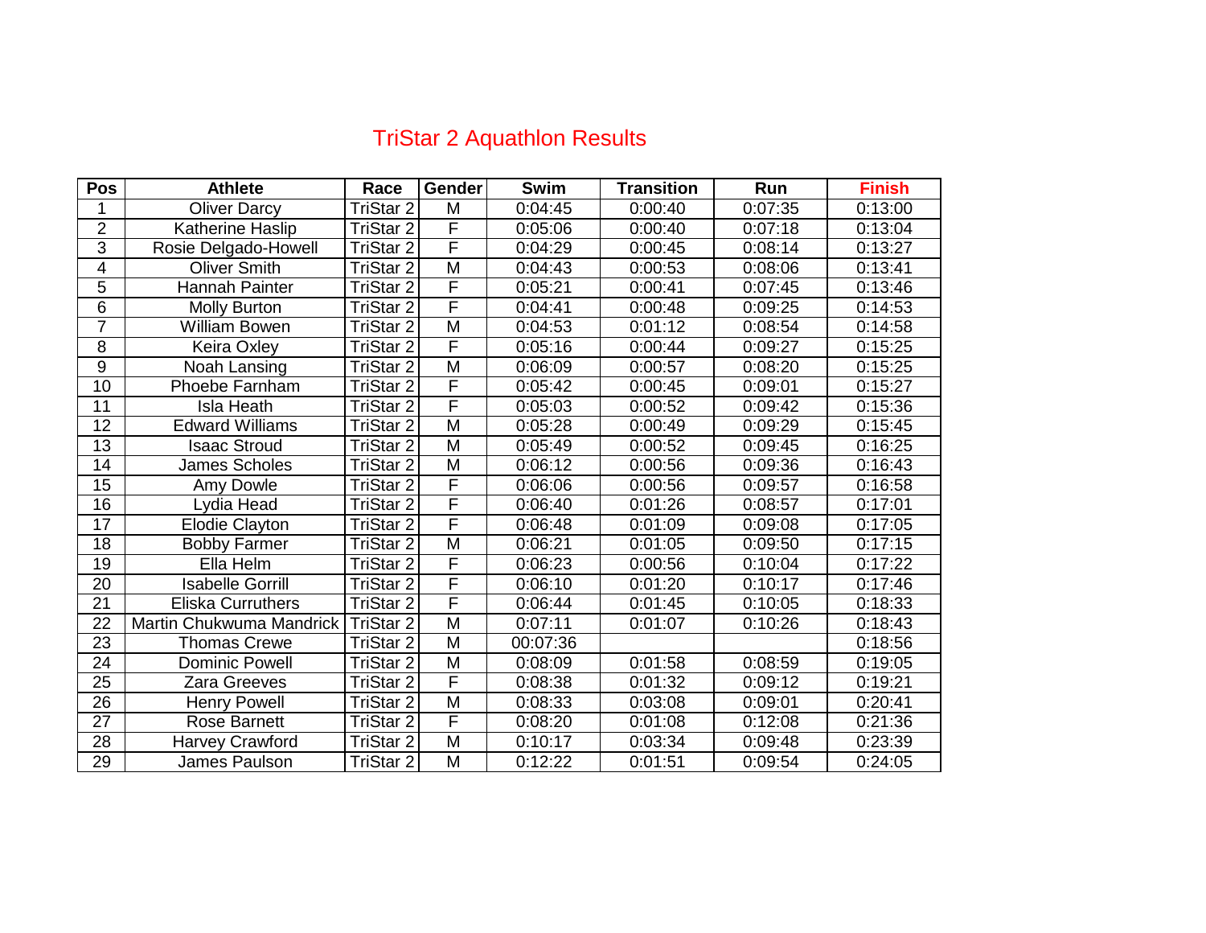# TriStar 2 Aquathlon Results

| Pos | Athlete | Race | Gender | Swim | Transition | Run | Finish |
|---|---|---|---|---|---|---|---|
| 1 | Oliver Darcy | TriStar 2 | M | 0:04:45 | 0:00:40 | 0:07:35 | 0:13:00 |
| 2 | Katherine Haslip | TriStar 2 | F | 0:05:06 | 0:00:40 | 0:07:18 | 0:13:04 |
| 3 | Rosie Delgado-Howell | TriStar 2 | F | 0:04:29 | 0:00:45 | 0:08:14 | 0:13:27 |
| 4 | Oliver Smith | TriStar 2 | M | 0:04:43 | 0:00:53 | 0:08:06 | 0:13:41 |
| 5 | Hannah Painter | TriStar 2 | F | 0:05:21 | 0:00:41 | 0:07:45 | 0:13:46 |
| 6 | Molly Burton | TriStar 2 | F | 0:04:41 | 0:00:48 | 0:09:25 | 0:14:53 |
| 7 | William Bowen | TriStar 2 | M | 0:04:53 | 0:01:12 | 0:08:54 | 0:14:58 |
| 8 | Keira Oxley | TriStar 2 | F | 0:05:16 | 0:00:44 | 0:09:27 | 0:15:25 |
| 9 | Noah Lansing | TriStar 2 | M | 0:06:09 | 0:00:57 | 0:08:20 | 0:15:25 |
| 10 | Phoebe Farnham | TriStar 2 | F | 0:05:42 | 0:00:45 | 0:09:01 | 0:15:27 |
| 11 | Isla Heath | TriStar 2 | F | 0:05:03 | 0:00:52 | 0:09:42 | 0:15:36 |
| 12 | Edward Williams | TriStar 2 | M | 0:05:28 | 0:00:49 | 0:09:29 | 0:15:45 |
| 13 | Isaac Stroud | TriStar 2 | M | 0:05:49 | 0:00:52 | 0:09:45 | 0:16:25 |
| 14 | James Scholes | TriStar 2 | M | 0:06:12 | 0:00:56 | 0:09:36 | 0:16:43 |
| 15 | Amy Dowle | TriStar 2 | F | 0:06:06 | 0:00:56 | 0:09:57 | 0:16:58 |
| 16 | Lydia Head | TriStar 2 | F | 0:06:40 | 0:01:26 | 0:08:57 | 0:17:01 |
| 17 | Elodie Clayton | TriStar 2 | F | 0:06:48 | 0:01:09 | 0:09:08 | 0:17:05 |
| 18 | Bobby Farmer | TriStar 2 | M | 0:06:21 | 0:01:05 | 0:09:50 | 0:17:15 |
| 19 | Ella Helm | TriStar 2 | F | 0:06:23 | 0:00:56 | 0:10:04 | 0:17:22 |
| 20 | Isabelle Gorrill | TriStar 2 | F | 0:06:10 | 0:01:20 | 0:10:17 | 0:17:46 |
| 21 | Eliska Curruthers | TriStar 2 | F | 0:06:44 | 0:01:45 | 0:10:05 | 0:18:33 |
| 22 | Martin Chukwuma Mandrick | TriStar 2 | M | 0:07:11 | 0:01:07 | 0:10:26 | 0:18:43 |
| 23 | Thomas Crewe | TriStar 2 | M | 00:07:36 | | | 0:18:56 |
| 24 | Dominic Powell | TriStar 2 | M | 0:08:09 | 0:01:58 | 0:08:59 | 0:19:05 |
| 25 | Zara Greeves | TriStar 2 | F | 0:08:38 | 0:01:32 | 0:09:12 | 0:19:21 |
| 26 | Henry Powell | TriStar 2 | M | 0:08:33 | 0:03:08 | 0:09:01 | 0:20:41 |
| 27 | Rose Barnett | TriStar 2 | F | 0:08:20 | 0:01:08 | 0:12:08 | 0:21:36 |
| 28 | Harvey Crawford | TriStar 2 | M | 0:10:17 | 0:03:34 | 0:09:48 | 0:23:39 |
| 29 | James Paulson | TriStar 2 | M | 0:12:22 | 0:01:51 | 0:09:54 | 0:24:05 |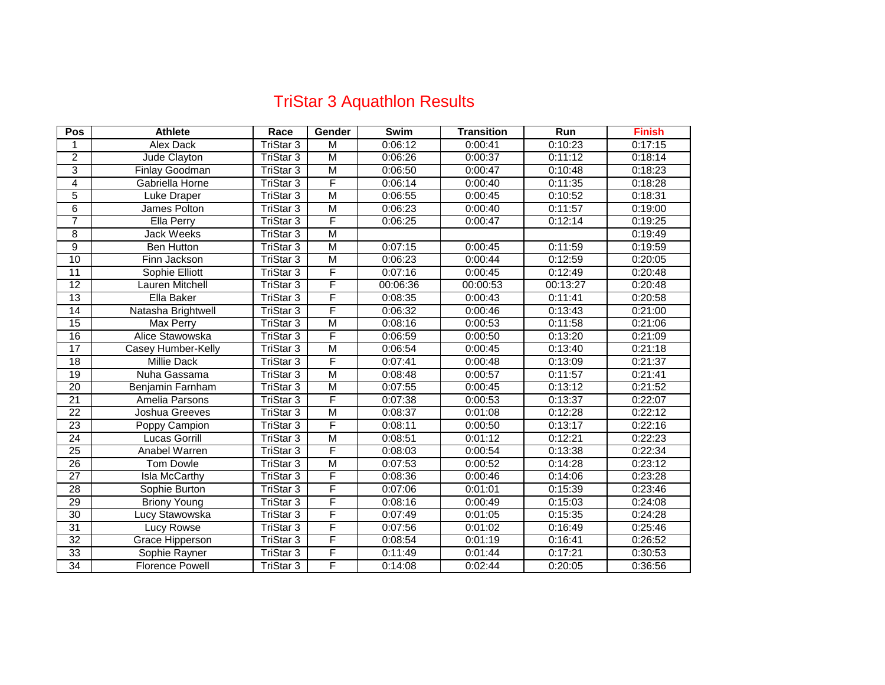# TriStar 3 Aquathlon Results

| Pos | Athlete | Race | Gender | Swim | Transition | Run | Finish |
|---|---|---|---|---|---|---|---|
| 1 | Alex Dack | TriStar 3 | M | 0:06:12 | 0:00:41 | 0:10:23 | 0:17:15 |
| 2 | Jude Clayton | TriStar 3 | M | 0:06:26 | 0:00:37 | 0:11:12 | 0:18:14 |
| 3 | Finlay Goodman | TriStar 3 | M | 0:06:50 | 0:00:47 | 0:10:48 | 0:18:23 |
| 4 | Gabriella Horne | TriStar 3 | F | 0:06:14 | 0:00:40 | 0:11:35 | 0:18:28 |
| 5 | Luke Draper | TriStar 3 | M | 0:06:55 | 0:00:45 | 0:10:52 | 0:18:31 |
| 6 | James Polton | TriStar 3 | M | 0:06:23 | 0:00:40 | 0:11:57 | 0:19:00 |
| 7 | Ella Perry | TriStar 3 | F | 0:06:25 | 0:00:47 | 0:12:14 | 0:19:25 |
| 8 | Jack Weeks | TriStar 3 | M | | | | 0:19:49 |
| 9 | Ben Hutton | TriStar 3 | M | 0:07:15 | 0:00:45 | 0:11:59 | 0:19:59 |
| 10 | Finn Jackson | TriStar 3 | M | 0:06:23 | 0:00:44 | 0:12:59 | 0:20:05 |
| 11 | Sophie Elliott | TriStar 3 | F | 0:07:16 | 0:00:45 | 0:12:49 | 0:20:48 |
| 12 | Lauren Mitchell | TriStar 3 | F | 00:06:36 | 00:00:53 | 00:13:27 | 0:20:48 |
| 13 | Ella Baker | TriStar 3 | F | 0:08:35 | 0:00:43 | 0:11:41 | 0:20:58 |
| 14 | Natasha Brightwell | TriStar 3 | F | 0:06:32 | 0:00:46 | 0:13:43 | 0:21:00 |
| 15 | Max Perry | TriStar 3 | M | 0:08:16 | 0:00:53 | 0:11:58 | 0:21:06 |
| 16 | Alice Stawowska | TriStar 3 | F | 0:06:59 | 0:00:50 | 0:13:20 | 0:21:09 |
| 17 | Casey Humber-Kelly | TriStar 3 | M | 0:06:54 | 0:00:45 | 0:13:40 | 0:21:18 |
| 18 | Millie Dack | TriStar 3 | F | 0:07:41 | 0:00:48 | 0:13:09 | 0:21:37 |
| 19 | Nuha Gassama | TriStar 3 | M | 0:08:48 | 0:00:57 | 0:11:57 | 0:21:41 |
| 20 | Benjamin Farnham | TriStar 3 | M | 0:07:55 | 0:00:45 | 0:13:12 | 0:21:52 |
| 21 | Amelia Parsons | TriStar 3 | F | 0:07:38 | 0:00:53 | 0:13:37 | 0:22:07 |
| 22 | Joshua Greeves | TriStar 3 | M | 0:08:37 | 0:01:08 | 0:12:28 | 0:22:12 |
| 23 | Poppy Campion | TriStar 3 | F | 0:08:11 | 0:00:50 | 0:13:17 | 0:22:16 |
| 24 | Lucas Gorrill | TriStar 3 | M | 0:08:51 | 0:01:12 | 0:12:21 | 0:22:23 |
| 25 | Anabel Warren | TriStar 3 | F | 0:08:03 | 0:00:54 | 0:13:38 | 0:22:34 |
| 26 | Tom Dowle | TriStar 3 | M | 0:07:53 | 0:00:52 | 0:14:28 | 0:23:12 |
| 27 | Isla McCarthy | TriStar 3 | F | 0:08:36 | 0:00:46 | 0:14:06 | 0:23:28 |
| 28 | Sophie Burton | TriStar 3 | F | 0:07:06 | 0:01:01 | 0:15:39 | 0:23:46 |
| 29 | Briony Young | TriStar 3 | F | 0:08:16 | 0:00:49 | 0:15:03 | 0:24:08 |
| 30 | Lucy Stawowska | TriStar 3 | F | 0:07:49 | 0:01:05 | 0:15:35 | 0:24:28 |
| 31 | Lucy Rowse | TriStar 3 | F | 0:07:56 | 0:01:02 | 0:16:49 | 0:25:46 |
| 32 | Grace Hipperson | TriStar 3 | F | 0:08:54 | 0:01:19 | 0:16:41 | 0:26:52 |
| 33 | Sophie Rayner | TriStar 3 | F | 0:11:49 | 0:01:44 | 0:17:21 | 0:30:53 |
| 34 | Florence Powell | TriStar 3 | F | 0:14:08 | 0:02:44 | 0:20:05 | 0:36:56 |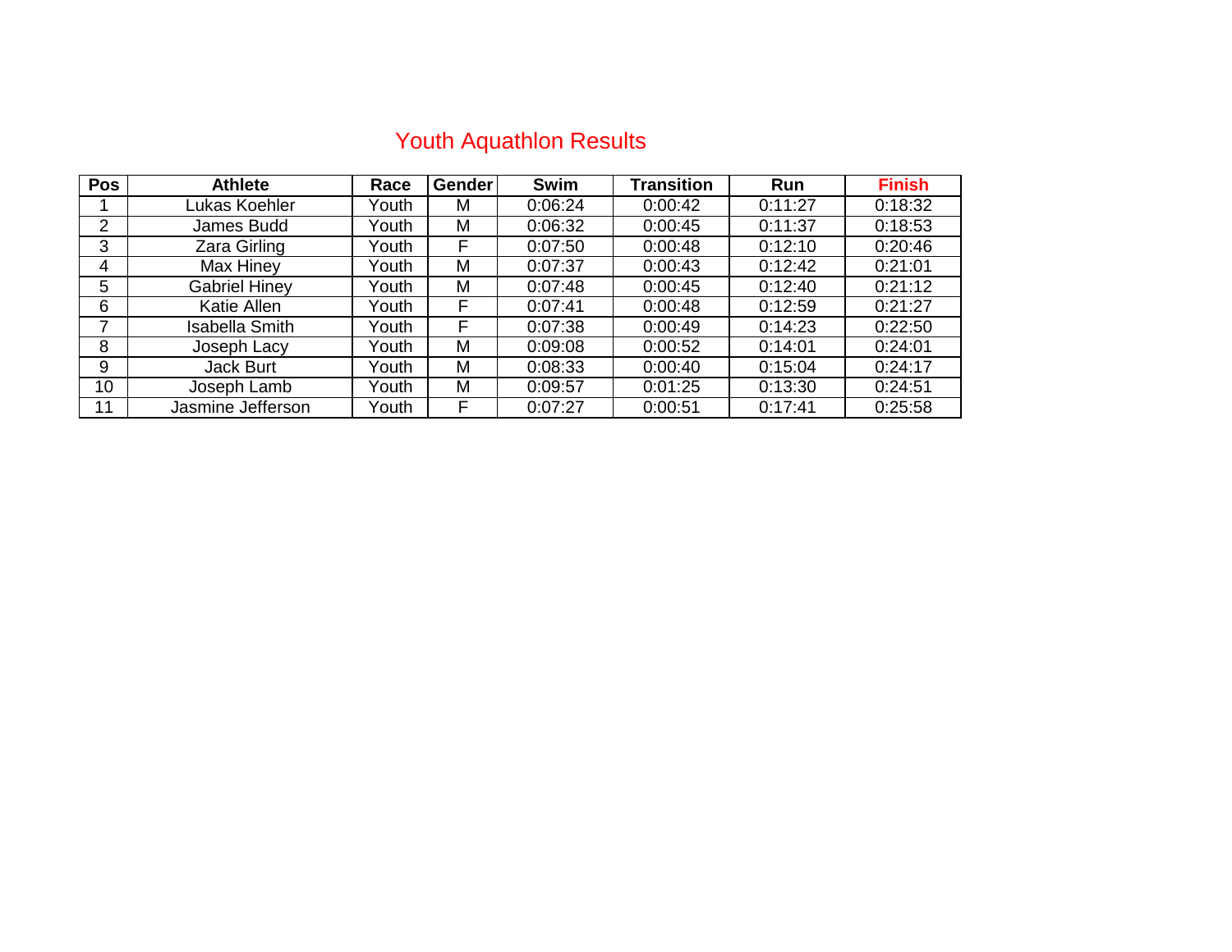# Youth Aquathlon Results

| Pos | Athlete | Race | Gender | Swim | Transition | Run | Finish |
|---|---|---|---|---|---|---|---|
| 1 | Lukas Koehler | Youth | M | 0:06:24 | 0:00:42 | 0:11:27 | 0:18:32 |
| 2 | James Budd | Youth | M | 0:06:32 | 0:00:45 | 0:11:37 | 0:18:53 |
| 3 | Zara Girling | Youth | F | 0:07:50 | 0:00:48 | 0:12:10 | 0:20:46 |
| 4 | Max Hiney | Youth | M | 0:07:37 | 0:00:43 | 0:12:42 | 0:21:01 |
| 5 | Gabriel Hiney | Youth | M | 0:07:48 | 0:00:45 | 0:12:40 | 0:21:12 |
| 6 | Katie Allen | Youth | F | 0:07:41 | 0:00:48 | 0:12:59 | 0:21:27 |
| 7 | Isabella Smith | Youth | F | 0:07:38 | 0:00:49 | 0:14:23 | 0:22:50 |
| 8 | Joseph Lacy | Youth | M | 0:09:08 | 0:00:52 | 0:14:01 | 0:24:01 |
| 9 | Jack Burt | Youth | M | 0:08:33 | 0:00:40 | 0:15:04 | 0:24:17 |
| 10 | Joseph Lamb | Youth | M | 0:09:57 | 0:01:25 | 0:13:30 | 0:24:51 |
| 11 | Jasmine Jefferson | Youth | F | 0:07:27 | 0:00:51 | 0:17:41 | 0:25:58 |